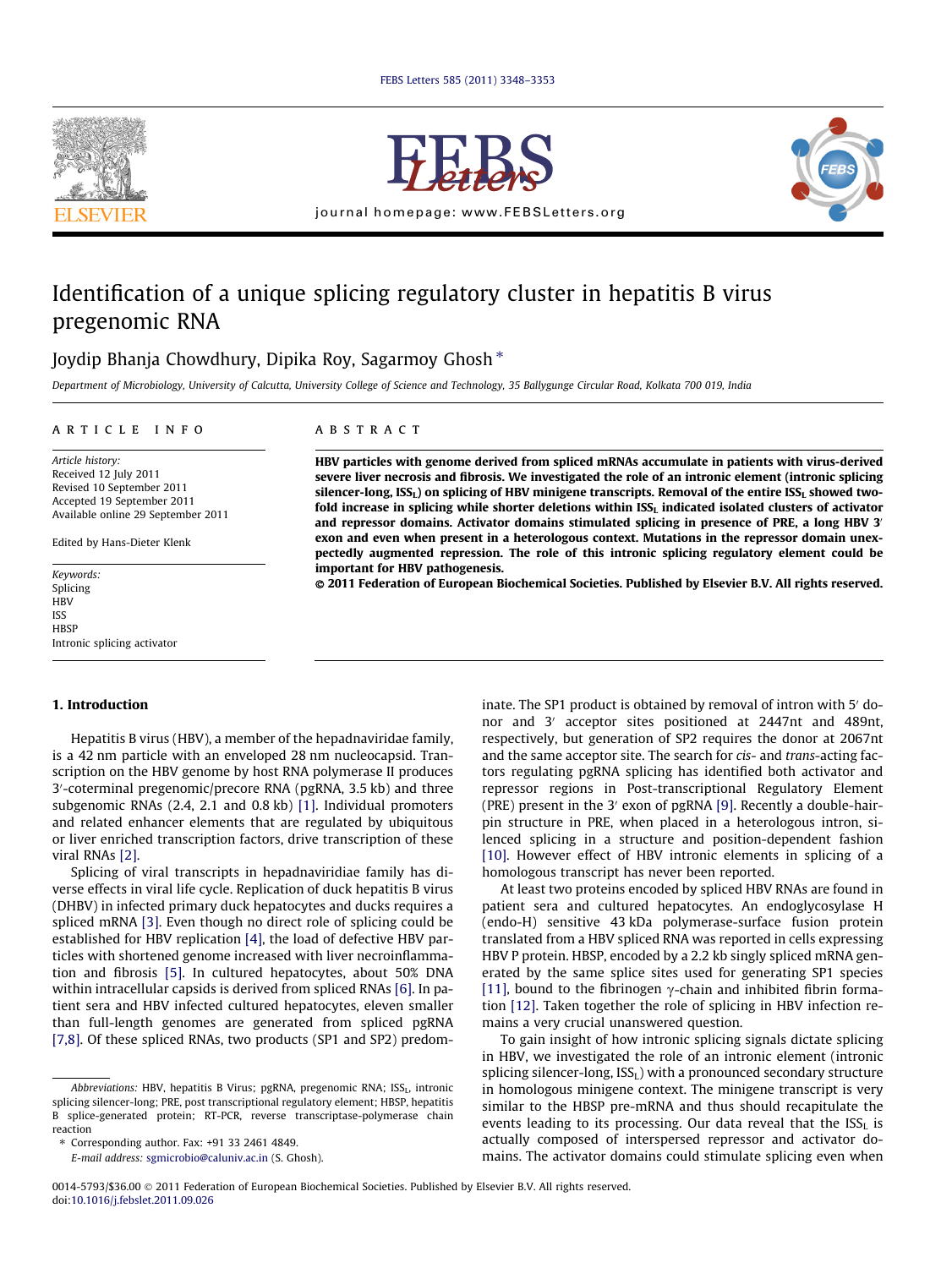# Identification of a unique splicing regulatory cluster in hepatitis B virus pregenomic RNA

Joydip Bhanja Chowdhury, Dipika Roy, Sagarmoy Ghosh *

*Department of Microbiology, University of Calcutta, University College of Science and Technology, 35 Ballygunge Circular Road, Kolkata 700 019, India*

## ARTICLE INFO

*Article history:*
Received 12 July 2011
Revised 10 September 2011
Accepted 19 September 2011
Available online 29 September 2011

Edited by Hans-Dieter Klenk

*Keywords:*
Splicing
HBV
ISS
HBSP
Intronic splicing activator

## ABSTRACT

**HBV particles with genome derived from spliced mRNAs accumulate in patients with virus-derived severe liver necrosis and fibrosis. We investigated the role of an intronic element (intronic splicing silencer-long, $ISS_L$) on splicing of HBV minigene transcripts. Removal of the entire $ISS_L$ showed two-fold increase in splicing while shorter deletions within $ISS_L$ indicated isolated clusters of activator and repressor domains. Activator domains stimulated splicing in presence of PRE, a long HBV 3′ exon and even when present in a heterologous context. Mutations in the repressor domain unexpectedly augmented repression. The role of this intronic splicing regulatory element could be important for HBV pathogenesis.**

**© 2011 Federation of European Biochemical Societies. Published by Elsevier B.V. All rights reserved.**

## 1. Introduction

Hepatitis B virus (HBV), a member of the hepadnaviridae family, is a 42 nm particle with an enveloped 28 nm nucleocapsid. Transcription on the HBV genome by host RNA polymerase II produces 3′-coterminal pregenomic/precore RNA (pgRNA, 3.5 kb) and three subgenomic RNAs (2.4, 2.1 and 0.8 kb) [1]. Individual promoters and related enhancer elements that are regulated by ubiquitous or liver enriched transcription factors, drive transcription of these viral RNAs [2].

Splicing of viral transcripts in hepadnaviridiae family has diverse effects in viral life cycle. Replication of duck hepatitis B virus (DHBV) in infected primary duck hepatocytes and ducks requires a spliced mRNA [3]. Even though no direct role of splicing could be established for HBV replication [4], the load of defective HBV particles with shortened genome increased with liver necroinflammation and fibrosis [5]. In cultured hepatocytes, about 50% DNA within intracellular capsids is derived from spliced RNAs [6]. In patient sera and HBV infected cultured hepatocytes, eleven smaller than full-length genomes are generated from spliced pgRNA [7,8]. Of these spliced RNAs, two products (SP1 and SP2) predominate. The SP1 product is obtained by removal of intron with 5′ donor and 3′ acceptor sites positioned at 2447nt and 489nt, respectively, but generation of SP2 requires the donor at 2067nt and the same acceptor site. The search for *cis*- and *trans*-acting factors regulating pgRNA splicing has identified both activator and repressor regions in Post-transcriptional Regulatory Element (PRE) present in the 3′ exon of pgRNA [9]. Recently a double-hairpin structure in PRE, when placed in a heterologous intron, silenced splicing in a structure and position-dependent fashion [10]. However effect of HBV intronic elements in splicing of a homologous transcript has never been reported.

At least two proteins encoded by spliced HBV RNAs are found in patient sera and cultured hepatocytes. An endoglycosylase H (endo-H) sensitive 43 kDa polymerase-surface fusion protein translated from a HBV spliced RNA was reported in cells expressing HBV P protein. HBSP, encoded by a 2.2 kb singly spliced mRNA generated by the same splice sites used for generating SP1 species [11], bound to the fibrinogen γ-chain and inhibited fibrin formation [12]. Taken together the role of splicing in HBV infection remains a very crucial unanswered question.

To gain insight of how intronic splicing signals dictate splicing in HBV, we investigated the role of an intronic element (intronic splicing silencer-long, $ISS_L$) with a pronounced secondary structure in homologous minigene context. The minigene transcript is very similar to the HBSP pre-mRNA and thus should recapitulate the events leading to its processing. Our data reveal that the $ISS_L$ is actually composed of interspersed repressor and activator domains. The activator domains could stimulate splicing even when

---

*Abbreviations:* HBV, hepatitis B Virus; pgRNA, pregenomic RNA; $ISS_L$, intronic splicing silencer-long; PRE, post transcriptional regulatory element; HBSP, hepatitis B splice-generated protein; RT-PCR, reverse transcriptase-polymerase chain reaction

\* Corresponding author. Fax: +91 33 2461 4849.
*E-mail address:* sgmicrobio@caluniv.ac.in (S. Ghosh).

0014-5793/$36.00 © 2011 Federation of European Biochemical Societies. Published by Elsevier B.V. All rights reserved.
doi:10.1016/j.febslet.2011.09.026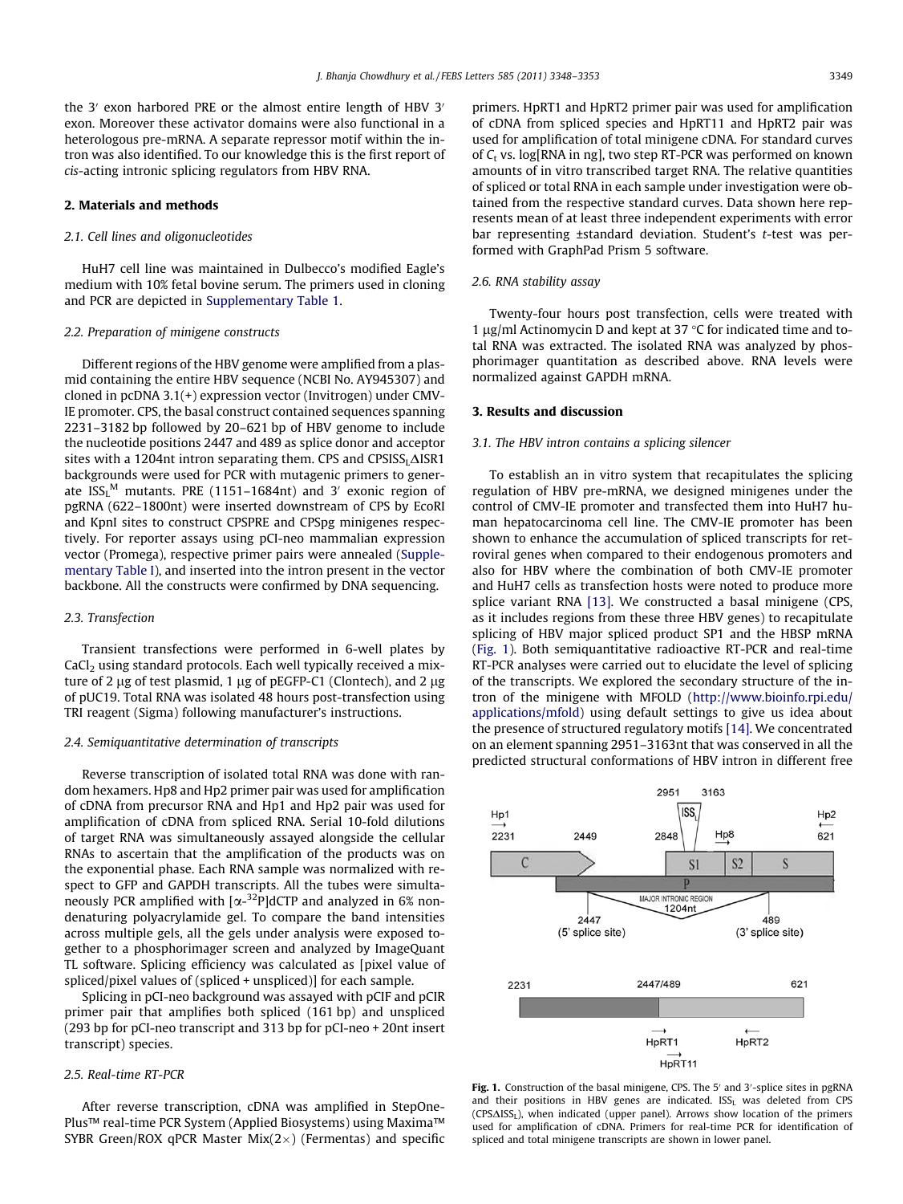the 3′ exon harbored PRE or the almost entire length of HBV 3′ exon. Moreover these activator domains were also functional in a heterologous pre-mRNA. A separate repressor motif within the intron was also identified. To our knowledge this is the first report of *cis*-acting intronic splicing regulators from HBV RNA.

## 2. Materials and methods

### 2.1. Cell lines and oligonucleotides

HuH7 cell line was maintained in Dulbecco's modified Eagle's medium with 10% fetal bovine serum. The primers used in cloning and PCR are depicted in Supplementary Table 1.

### 2.2. Preparation of minigene constructs

Different regions of the HBV genome were amplified from a plasmid containing the entire HBV sequence (NCBI No. AY945307) and cloned in pcDNA 3.1(+) expression vector (Invitrogen) under CMV-IE promoter. CPS, the basal construct contained sequences spanning 2231–3182 bp followed by 20–621 bp of HBV genome to include the nucleotide positions 2447 and 489 as splice donor and acceptor sites with a 1204nt intron separating them. CPS and CPSISS$_L$ΔISR1 backgrounds were used for PCR with mutagenic primers to generate ISS$_L$$^M$ mutants. PRE (1151–1684nt) and 3′ exonic region of pgRNA (622–1800nt) were inserted downstream of CPS by EcoRI and KpnI sites to construct CPSPRE and CPSpg minigenes respectively. For reporter assays using pCI-neo mammalian expression vector (Promega), respective primer pairs were annealed (Supplementary Table I), and inserted into the intron present in the vector backbone. All the constructs were confirmed by DNA sequencing.

### 2.3. Transfection

Transient transfections were performed in 6-well plates by $CaCl_2$ using standard protocols. Each well typically received a mixture of 2 μg of test plasmid, 1 μg of pEGFP-C1 (Clontech), and 2 μg of pUC19. Total RNA was isolated 48 hours post-transfection using TRI reagent (Sigma) following manufacturer's instructions.

### 2.4. Semiquantitative determination of transcripts

Reverse transcription of isolated total RNA was done with random hexamers. Hp8 and Hp2 primer pair was used for amplification of cDNA from precursor RNA and Hp1 and Hp2 pair was used for amplification of cDNA from spliced RNA. Serial 10-fold dilutions of target RNA was simultaneously assayed alongside the cellular RNAs to ascertain that the amplification of the products was on the exponential phase. Each RNA sample was normalized with respect to GFP and GAPDH transcripts. All the tubes were simultaneously PCR amplified with [α-$^{32}$P]dCTP and analyzed in 6% non-denaturing polyacrylamide gel. To compare the band intensities across multiple gels, all the gels under analysis were exposed together to a phosphorimager screen and analyzed by ImageQuant TL software. Splicing efficiency was calculated as [pixel value of spliced/pixel values of (spliced + unspliced)] for each sample.

Splicing in pCI-neo background was assayed with pCIF and pCIR primer pair that amplifies both spliced (161 bp) and unspliced (293 bp for pCI-neo transcript and 313 bp for pCI-neo + 20nt insert transcript) species.

### 2.5. Real-time RT-PCR

After reverse transcription, cDNA was amplified in StepOnePlus™ real-time PCR System (Applied Biosystems) using Maxima™ SYBR Green/ROX qPCR Master Mix(2×) (Fermentas) and specific primers. HpRT1 and HpRT2 primer pair was used for amplification of cDNA from spliced species and HpRT11 and HpRT2 pair was used for amplification of total minigene cDNA. For standard curves of $C_t$ vs. log[RNA in ng], two step RT-PCR was performed on known amounts of in vitro transcribed target RNA. The relative quantities of spliced or total RNA in each sample under investigation were obtained from the respective standard curves. Data shown here represents mean of at least three independent experiments with error bar representing ±standard deviation. Student's *t*-test was performed with GraphPad Prism 5 software.

### 2.6. RNA stability assay

Twenty-four hours post transfection, cells were treated with 1 μg/ml Actinomycin D and kept at 37 °C for indicated time and total RNA was extracted. The isolated RNA was analyzed by phosphorimager quantitation as described above. RNA levels were normalized against GAPDH mRNA.

## 3. Results and discussion

### 3.1. The HBV intron contains a splicing silencer

To establish an in vitro system that recapitulates the splicing regulation of HBV pre-mRNA, we designed minigenes under the control of CMV-IE promoter and transfected them into HuH7 human hepatocarcinoma cell line. The CMV-IE promoter has been shown to enhance the accumulation of spliced transcripts for retroviral genes when compared to their endogenous promoters and also for HBV where the combination of both CMV-IE promoter and HuH7 cells as transfection hosts were noted to produce more splice variant RNA [13]. We constructed a basal minigene (CPS, as it includes regions from these three HBV genes) to recapitulate splicing of HBV major spliced product SP1 and the HBSP mRNA (Fig. 1). Both semiquantitative radioactive RT-PCR and real-time RT-PCR analyses were carried out to elucidate the level of splicing of the transcripts. We explored the secondary structure of the intron of the minigene with MFOLD (http://www.bioinfo.rpi.edu/applications/mfold) using default settings to give us idea about the presence of structured regulatory motifs [14]. We concentrated on an element spanning 2951–3163nt that was conserved in all the predicted structural conformations of HBV intron in different free

**Fig. 1.** Construction of the basal minigene, CPS. The 5′ and 3′-splice sites in pgRNA and their positions in HBV genes are indicated. ISS$_L$ was deleted from CPS (CPSΔISS$_L$), when indicated (upper panel). Arrows show location of the primers used for amplification of cDNA. Primers for real-time PCR for identification of spliced and total minigene transcripts are shown in lower panel.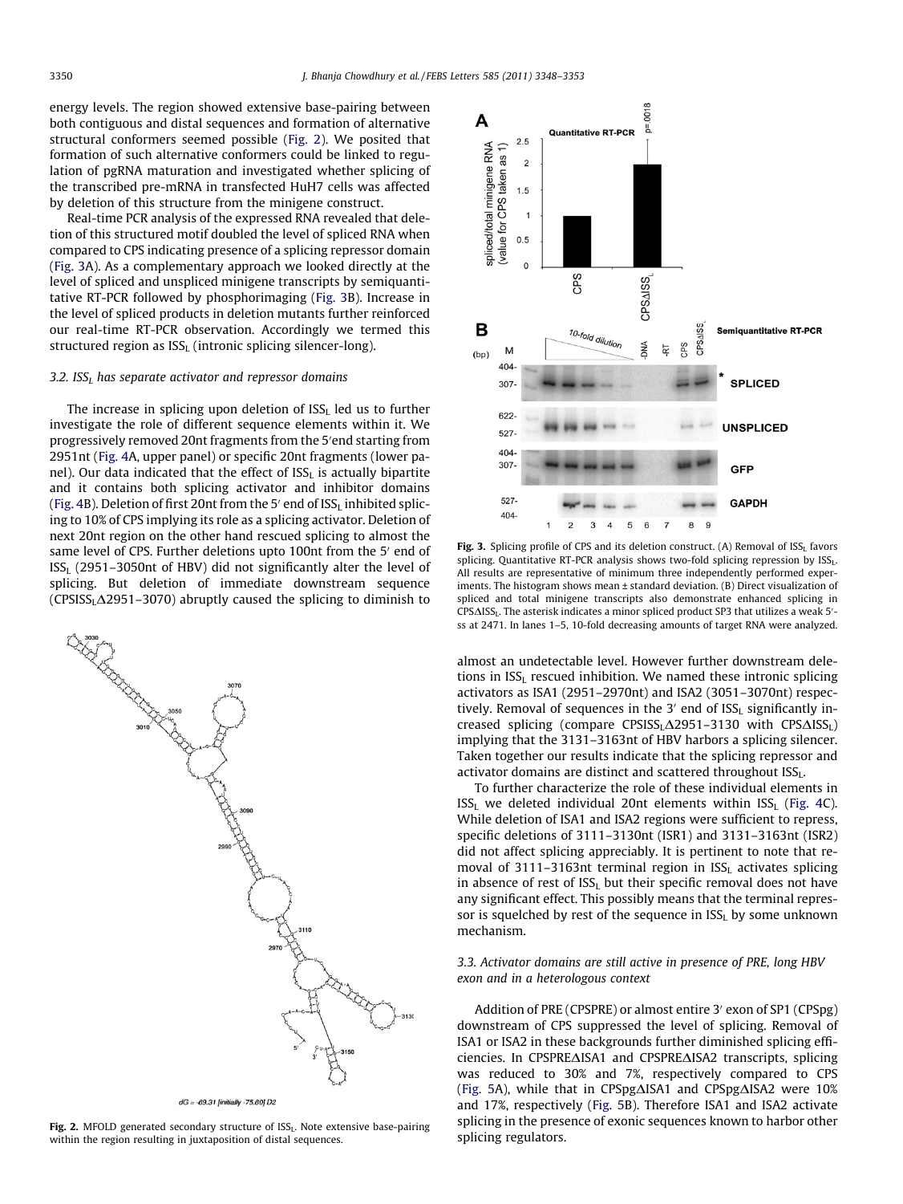energy levels. The region showed extensive base-pairing between both contiguous and distal sequences and formation of alternative structural conformers seemed possible (Fig. 2). We posited that formation of such alternative conformers could be linked to regulation of pgRNA maturation and investigated whether splicing of the transcribed pre-mRNA in transfected HuH7 cells was affected by deletion of this structure from the minigene construct.

Real-time PCR analysis of the expressed RNA revealed that deletion of this structured motif doubled the level of spliced RNA when compared to CPS indicating presence of a splicing repressor domain (Fig. 3A). As a complementary approach we looked directly at the level of spliced and unspliced minigene transcripts by semiquantitative RT-PCR followed by phosphorimaging (Fig. 3B). Increase in the level of spliced products in deletion mutants further reinforced our real-time RT-PCR observation. Accordingly we termed this structured region as $ISS_L$ (intronic splicing silencer-long).

### 3.2. $ISS_L$ has separate activator and repressor domains

The increase in splicing upon deletion of $ISS_L$ led us to further investigate the role of different sequence elements within it. We progressively removed 20nt fragments from the 5′end starting from 2951nt (Fig. 4A, upper panel) or specific 20nt fragments (lower panel). Our data indicated that the effect of $ISS_L$ is actually bipartite and it contains both splicing activator and inhibitor domains (Fig. 4B). Deletion of first 20nt from the 5′ end of $ISS_L$ inhibited splicing to 10% of CPS implying its role as a splicing activator. Deletion of next 20nt region on the other hand rescued splicing to almost the same level of CPS. Further deletions upto 100nt from the 5′ end of $ISS_L$ (2951–3050nt of HBV) did not significantly alter the level of splicing. But deletion of immediate downstream sequence (CPSISS$_L\Delta$2951–3070) abruptly caused the splicing to diminish to almost an undetectable level. However further downstream deletions in $ISS_L$ rescued inhibition. We named these intronic splicing activators as ISA1 (2951–2970nt) and ISA2 (3051–3070nt) respectively. Removal of sequences in the 3′ end of $ISS_L$ significantly increased splicing (compare CPSISS$_L\Delta$2951–3130 with CPS$\Delta$ISS$_L$) implying that the 3131–3163nt of HBV harbors a splicing silencer. Taken together our results indicate that the splicing repressor and activator domains are distinct and scattered throughout $ISS_L$.

To further characterize the role of these individual elements in $ISS_L$ we deleted individual 20nt elements within $ISS_L$ (Fig. 4C). While deletion of ISA1 and ISA2 regions were sufficient to repress, specific deletions of 3111–3130nt (ISR1) and 3131–3163nt (ISR2) did not affect splicing appreciably. It is pertinent to note that removal of 3111–3163nt terminal region in $ISS_L$ activates splicing in absence of rest of $ISS_L$ but their specific removal does not have any significant effect. This possibly means that the terminal repressor is squelched by rest of the sequence in $ISS_L$ by some unknown mechanism.

### 3.3. Activator domains are still active in presence of PRE, long HBV exon and in a heterologous context

Addition of PRE (CPSPRE) or almost entire 3′ exon of SP1 (CPSpg) downstream of CPS suppressed the level of splicing. Removal of ISA1 or ISA2 in these backgrounds further diminished splicing efficiencies. In CPSPRE$\Delta$ISA1 and CPSPRE$\Delta$ISA2 transcripts, splicing was reduced to 30% and 7%, respectively compared to CPS (Fig. 5A), while that in CPSpg$\Delta$ISA1 and CPSpg$\Delta$ISA2 were 10% and 17%, respectively (Fig. 5B). Therefore ISA1 and ISA2 activate splicing in the presence of exonic sequences known to harbor other splicing regulators.

Fig. 2. MFOLD generated secondary structure of $ISS_L$. Note extensive base-pairing within the region resulting in juxtaposition of distal sequences.

Fig. 3. Splicing profile of CPS and its deletion construct. (A) Removal of $ISS_L$ favors splicing. Quantitative RT-PCR analysis shows two-fold splicing repression by $ISS_L$. All results are representative of minimum three independently performed experiments. The histogram shows mean ± standard deviation. (B) Direct visualization of spliced and total minigene transcripts also demonstrate enhanced splicing in CPS$\Delta$ISS$_L$. The asterisk indicates a minor spliced product SP3 that utilizes a weak 5′-ss at 2471. In lanes 1–5, 10-fold decreasing amounts of target RNA were analyzed.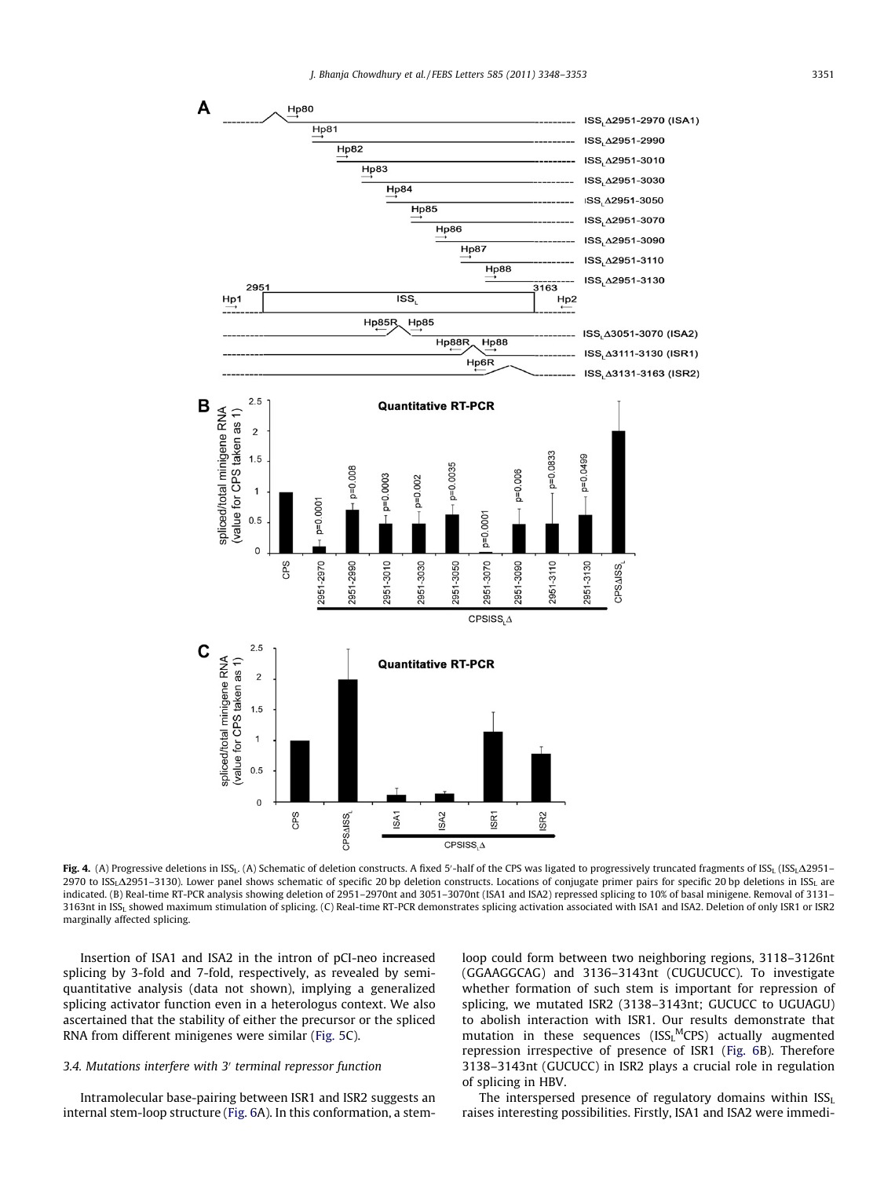**Fig. 4.** (A) Progressive deletions in $ISS_L$. (A) Schematic of deletion constructs. A fixed 5′-half of the CPS was ligated to progressively truncated fragments of $ISS_L$ ($ISS_L\Delta2951$–2970 to $ISS_L\Delta2951$–3130). Lower panel shows schematic of specific 20 bp deletion constructs. Locations of conjugate primer pairs for specific 20 bp deletions in $ISS_L$ are indicated. (B) Real-time RT-PCR analysis showing deletion of 2951–2970nt and 3051–3070nt (ISA1 and ISA2) repressed splicing to 10% of basal minigene. Removal of 3131–3163nt in $ISS_L$ showed maximum stimulation of splicing. (C) Real-time RT-PCR demonstrates splicing activation associated with ISA1 and ISA2. Deletion of only ISR1 or ISR2 marginally affected splicing.

Insertion of ISA1 and ISA2 in the intron of pCI-neo increased splicing by 3-fold and 7-fold, respectively, as revealed by semi-quantitative analysis (data not shown), implying a generalized splicing activator function even in a heterologus context. We also ascertained that the stability of either the precursor or the spliced RNA from different minigenes were similar (Fig. 5C).

### 3.4. Mutations interfere with 3′ terminal repressor function

Intramolecular base-pairing between ISR1 and ISR2 suggests an internal stem-loop structure (Fig. 6A). In this conformation, a stem-loop could form between two neighboring regions, 3118–3126nt (GGAAGGCAG) and 3136–3143nt (CUGUCUCC). To investigate whether formation of such stem is important for repression of splicing, we mutated ISR2 (3138–3143nt; GUCUCC to UGUAGU) to abolish interaction with ISR1. Our results demonstrate that mutation in these sequences ($ISS_L^MCPS$) actually augmented repression irrespective of presence of ISR1 (Fig. 6B). Therefore 3138–3143nt (GUCUCC) in ISR2 plays a crucial role in regulation of splicing in HBV.

The interspersed presence of regulatory domains within $ISS_L$ raises interesting possibilities. Firstly, ISA1 and ISA2 were immedi-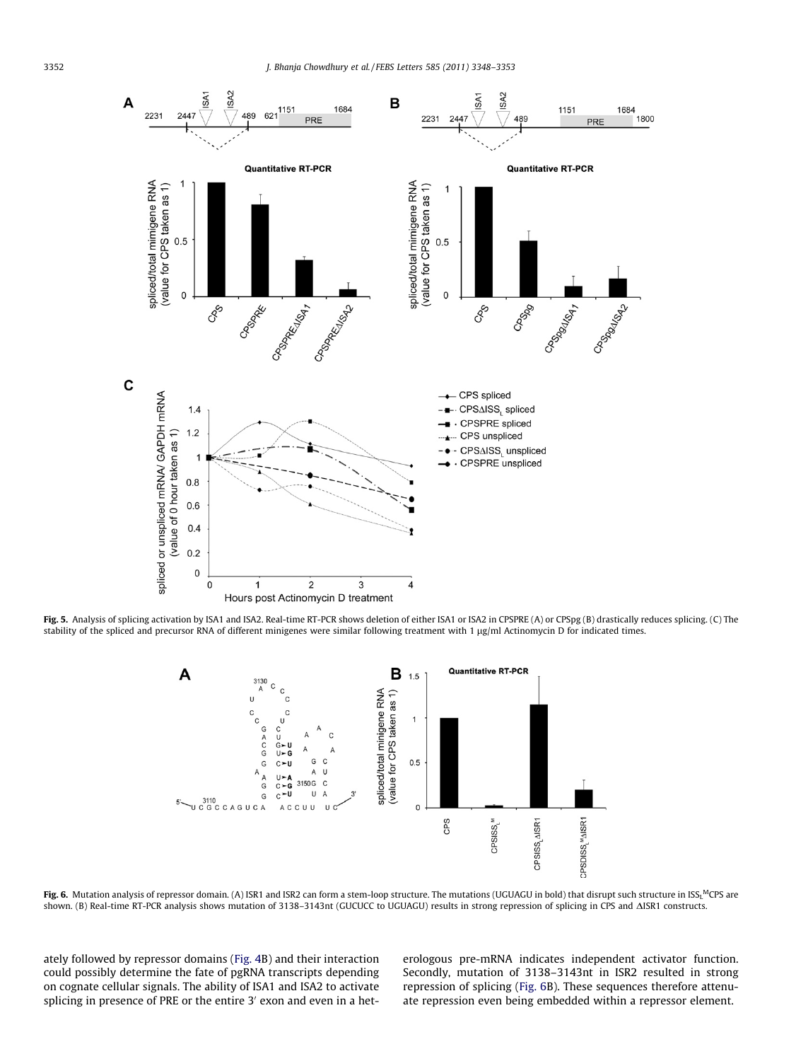**Fig. 5.** Analysis of splicing activation by ISA1 and ISA2. Real-time RT-PCR shows deletion of either ISA1 or ISA2 in CPSPRE (A) or CPSpg (B) drastically reduces splicing. (C) The stability of the spliced and precursor RNA of different minigenes were similar following treatment with 1 μg/ml Actinomycin D for indicated times.

**Fig. 6.** Mutation analysis of repressor domain. (A) ISR1 and ISR2 can form a stem-loop structure. The mutations (UGUAGU in bold) that disrupt such structure in $ISS_L^M$CPS are shown. (B) Real-time RT-PCR analysis shows mutation of 3138–3143nt (GUCUCC to UGUAGU) results in strong repression of splicing in CPS and ΔISR1 constructs.

ately followed by repressor domains (Fig. 4B) and their interaction could possibly determine the fate of pgRNA transcripts depending on cognate cellular signals. The ability of ISA1 and ISA2 to activate splicing in presence of PRE or the entire 3′ exon and even in a heterologous pre-mRNA indicates independent activator function. Secondly, mutation of 3138–3143nt in ISR2 resulted in strong repression of splicing (Fig. 6B). These sequences therefore attenuate repression even being embedded within a repressor element.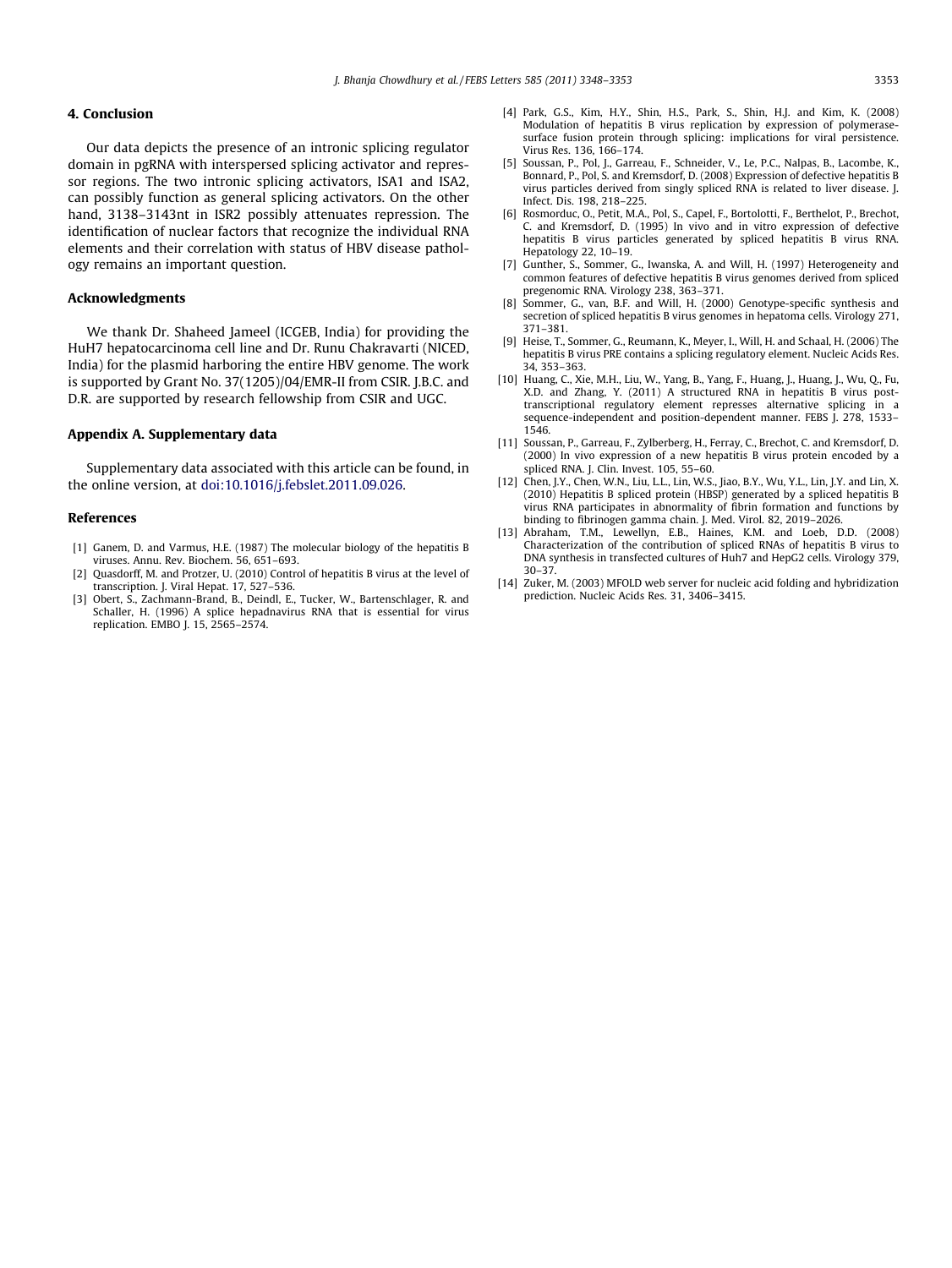## 4. Conclusion

Our data depicts the presence of an intronic splicing regulator domain in pgRNA with interspersed splicing activator and repressor regions. The two intronic splicing activators, ISA1 and ISA2, can possibly function as general splicing activators. On the other hand, 3138–3143nt in ISR2 possibly attenuates repression. The identification of nuclear factors that recognize the individual RNA elements and their correlation with status of HBV disease pathology remains an important question.

## Acknowledgments

We thank Dr. Shaheed Jameel (ICGEB, India) for providing the HuH7 hepatocarcinoma cell line and Dr. Runu Chakravarti (NICED, India) for the plasmid harboring the entire HBV genome. The work is supported by Grant No. 37(1205)/04/EMR-II from CSIR. J.B.C. and D.R. are supported by research fellowship from CSIR and UGC.

## Appendix A. Supplementary data

Supplementary data associated with this article can be found, in the online version, at doi:10.1016/j.febslet.2011.09.026.

## References

[1] Ganem, D. and Varmus, H.E. (1987) The molecular biology of the hepatitis B viruses. Annu. Rev. Biochem. 56, 651–693.

[2] Quasdorff, M. and Protzer, U. (2010) Control of hepatitis B virus at the level of transcription. J. Viral Hepat. 17, 527–536.

[3] Obert, S., Zachmann-Brand, B., Deindl, E., Tucker, W., Bartenschlager, R. and Schaller, H. (1996) A splice hepadnavirus RNA that is essential for virus replication. EMBO J. 15, 2565–2574.

[4] Park, G.S., Kim, H.Y., Shin, H.S., Park, S., Shin, H.J. and Kim, K. (2008) Modulation of hepatitis B virus replication by expression of polymerase-surface fusion protein through splicing: implications for viral persistence. Virus Res. 136, 166–174.

[5] Soussan, P., Pol, J., Garreau, F., Schneider, V., Le, P.C., Nalpas, B., Lacombe, K., Bonnard, P., Pol, S. and Kremsdorf, D. (2008) Expression of defective hepatitis B virus particles derived from singly spliced RNA is related to liver disease. J. Infect. Dis. 198, 218–225.

[6] Rosmorduc, O., Petit, M.A., Pol, S., Capel, F., Bortolotti, F., Berthelot, P., Brechot, C. and Kremsdorf, D. (1995) In vivo and in vitro expression of defective hepatitis B virus particles generated by spliced hepatitis B virus RNA. Hepatology 22, 10–19.

[7] Gunther, S., Sommer, G., Iwanska, A. and Will, H. (1997) Heterogeneity and common features of defective hepatitis B virus genomes derived from spliced pregenomic RNA. Virology 238, 363–371.

[8] Sommer, G., van, B.F. and Will, H. (2000) Genotype-specific synthesis and secretion of spliced hepatitis B virus genomes in hepatoma cells. Virology 271, 371–381.

[9] Heise, T., Sommer, G., Reumann, K., Meyer, I., Will, H. and Schaal, H. (2006) The hepatitis B virus PRE contains a splicing regulatory element. Nucleic Acids Res. 34, 353–363.

[10] Huang, C., Xie, M.H., Liu, W., Yang, B., Yang, F., Huang, J., Huang, J., Wu, Q., Fu, X.D. and Zhang, Y. (2011) A structured RNA in hepatitis B virus post-transcriptional regulatory element represses alternative splicing in a sequence-independent and position-dependent manner. FEBS J. 278, 1533–1546.

[11] Soussan, P., Garreau, F., Zylberberg, H., Ferray, C., Brechot, C. and Kremsdorf, D. (2000) In vivo expression of a new hepatitis B virus protein encoded by a spliced RNA. J. Clin. Invest. 105, 55–60.

[12] Chen, J.Y., Chen, W.N., Liu, L.L., Lin, W.S., Jiao, B.Y., Wu, Y.L., Lin, J.Y. and Lin, X. (2010) Hepatitis B spliced protein (HBSP) generated by a spliced hepatitis B virus RNA participates in abnormality of fibrin formation and functions by binding to fibrinogen gamma chain. J. Med. Virol. 82, 2019–2026.

[13] Abraham, T.M., Lewellyn, E.B., Haines, K.M. and Loeb, D.D. (2008) Characterization of the contribution of spliced RNAs of hepatitis B virus to DNA synthesis in transfected cultures of Huh7 and HepG2 cells. Virology 379, 30–37.

[14] Zuker, M. (2003) MFOLD web server for nucleic acid folding and hybridization prediction. Nucleic Acids Res. 31, 3406–3415.